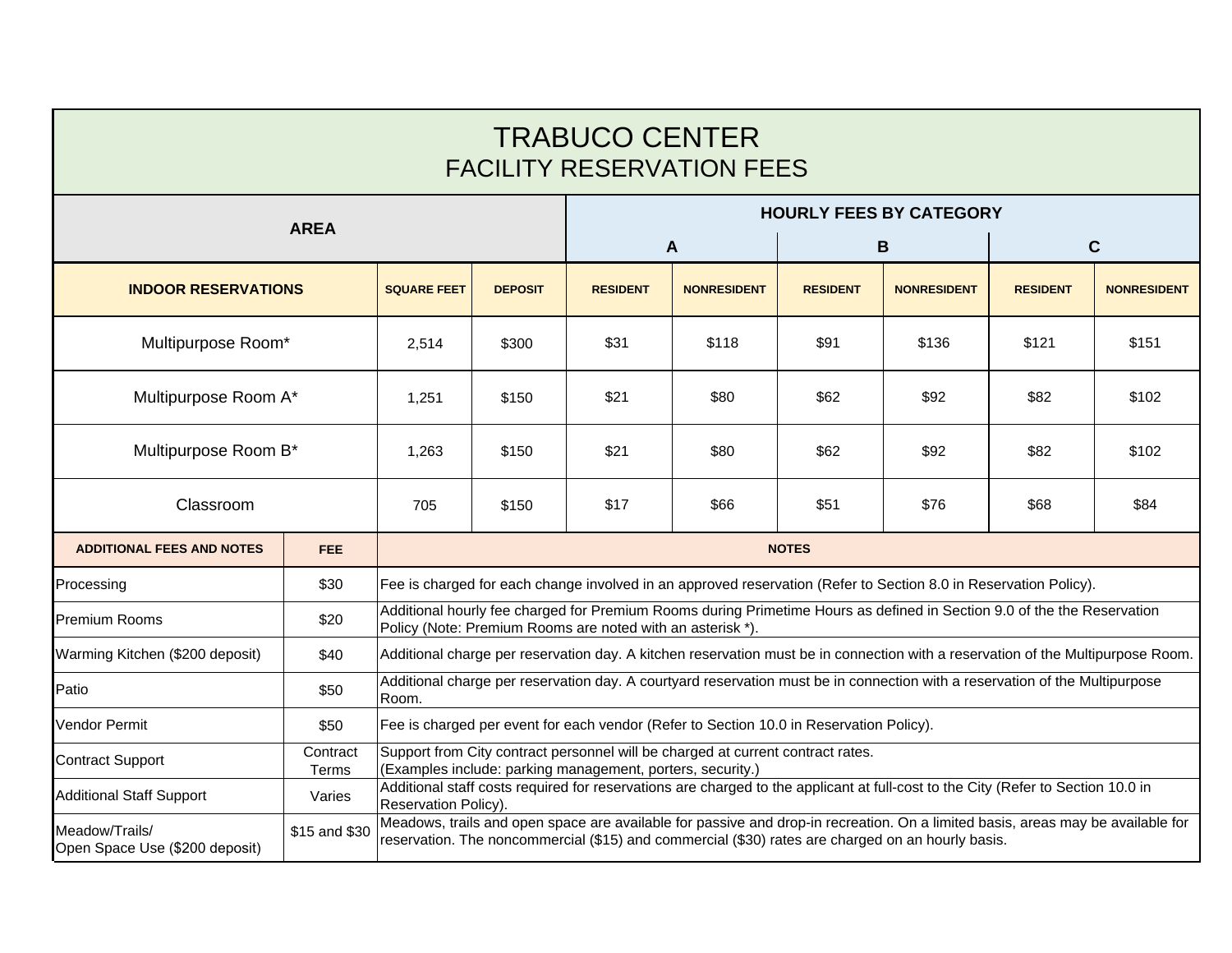# TRABUCO CENTER
## FACILITY RESERVATION FEES

| AREA | | | HOURLY FEES BY CATEGORY | | | | | |
|---|---|---|---|---|---|---|---|---|
| | | | A | | B | | C | |
| **INDOOR RESERVATIONS** | **SQUARE FEET** | **DEPOSIT** | **RESIDENT** | **NONRESIDENT** | **RESIDENT** | **NONRESIDENT** | **RESIDENT** | **NONRESIDENT** |
| Multipurpose Room* | 2,514 | $300 | $31 | $118 | $91 | $136 | $121 | $151 |
| Multipurpose Room A* | 1,251 | $150 | $21 | $80 | $62 | $92 | $82 | $102 |
| Multipurpose Room B* | 1,263 | $150 | $21 | $80 | $62 | $92 | $82 | $102 |
| Classroom | 705 | $150 | $17 | $66 | $51 | $76 | $68 | $84 |

| ADDITIONAL FEES AND NOTES | FEE | NOTES |
|---|---|---|
| Processing | $30 | Fee is charged for each change involved in an approved reservation (Refer to Section 8.0 in Reservation Policy). |
| Premium Rooms | $20 | Additional hourly fee charged for Premium Rooms during Primetime Hours as defined in Section 9.0 of the the Reservation Policy (Note: Premium Rooms are noted with an asterisk *). |
| Warming Kitchen ($200 deposit) | $40 | Additional charge per reservation day. A kitchen reservation must be in connection with a reservation of the Multipurpose Room. |
| Patio | $50 | Additional charge per reservation day. A courtyard reservation must be in connection with a reservation of the Multipurpose Room. |
| Vendor Permit | $50 | Fee is charged per event for each vendor (Refer to Section 10.0 in Reservation Policy). |
| Contract Support | Contract Terms | Support from City contract personnel will be charged at current contract rates. (Examples include: parking management, porters, security.) |
| Additional Staff Support | Varies | Additional staff costs required for reservations are charged to the applicant at full-cost to the City (Refer to Section 10.0 in Reservation Policy). |
| Meadow/Trails/ Open Space Use ($200 deposit) | $15 and $30 | Meadows, trails and open space are available for passive and drop-in recreation. On a limited basis, areas may be available for reservation. The noncommercial ($15) and commercial ($30) rates are charged on an hourly basis. |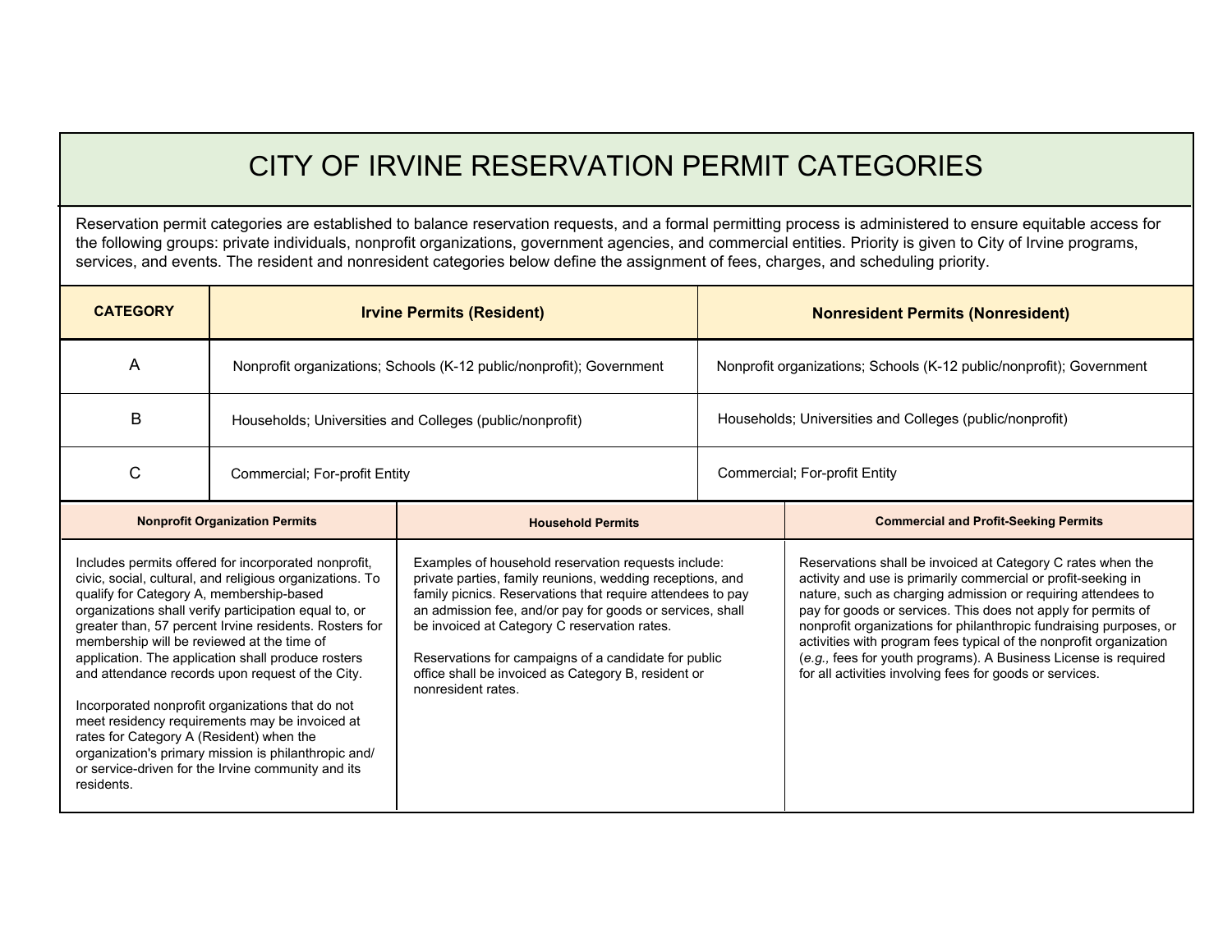# CITY OF IRVINE RESERVATION PERMIT CATEGORIES

Reservation permit categories are established to balance reservation requests, and a formal permitting process is administered to ensure equitable access for the following groups: private individuals, nonprofit organizations, government agencies, and commercial entities. Priority is given to City of Irvine programs, services, and events. The resident and nonresident categories below define the assignment of fees, charges, and scheduling priority.

| CATEGORY | Irvine Permits (Resident) | Nonresident Permits (Nonresident) |
|---|---|---|
| A | Nonprofit organizations; Schools (K-12 public/nonprofit); Government | Nonprofit organizations; Schools (K-12 public/nonprofit); Government |
| B | Households; Universities and Colleges (public/nonprofit) | Households; Universities and Colleges (public/nonprofit) |
| C | Commercial; For-profit Entity | Commercial; For-profit Entity |

| Nonprofit Organization Permits | Household Permits | Commercial and Profit-Seeking Permits |
|---|---|---|
| Includes permits offered for incorporated nonprofit, civic, social, cultural, and religious organizations. To qualify for Category A, membership-based organizations shall verify participation equal to, or greater than, 57 percent Irvine residents. Rosters for membership will be reviewed at the time of application. The application shall produce rosters and attendance records upon request of the City.<br><br>Incorporated nonprofit organizations that do not meet residency requirements may be invoiced at rates for Category A (Resident) when the organization's primary mission is philanthropic and/ or service-driven for the Irvine community and its residents. | Examples of household reservation requests include: private parties, family reunions, wedding receptions, and family picnics. Reservations that require attendees to pay an admission fee, and/or pay for goods or services, shall be invoiced at Category C reservation rates.<br><br>Reservations for campaigns of a candidate for public office shall be invoiced as Category B, resident or nonresident rates. | Reservations shall be invoiced at Category C rates when the activity and use is primarily commercial or profit-seeking in nature, such as charging admission or requiring attendees to pay for goods or services. This does not apply for permits of nonprofit organizations for philanthropic fundraising purposes, or activities with program fees typical of the nonprofit organization (*e.g.,* fees for youth programs). A Business License is required for all activities involving fees for goods or services. |